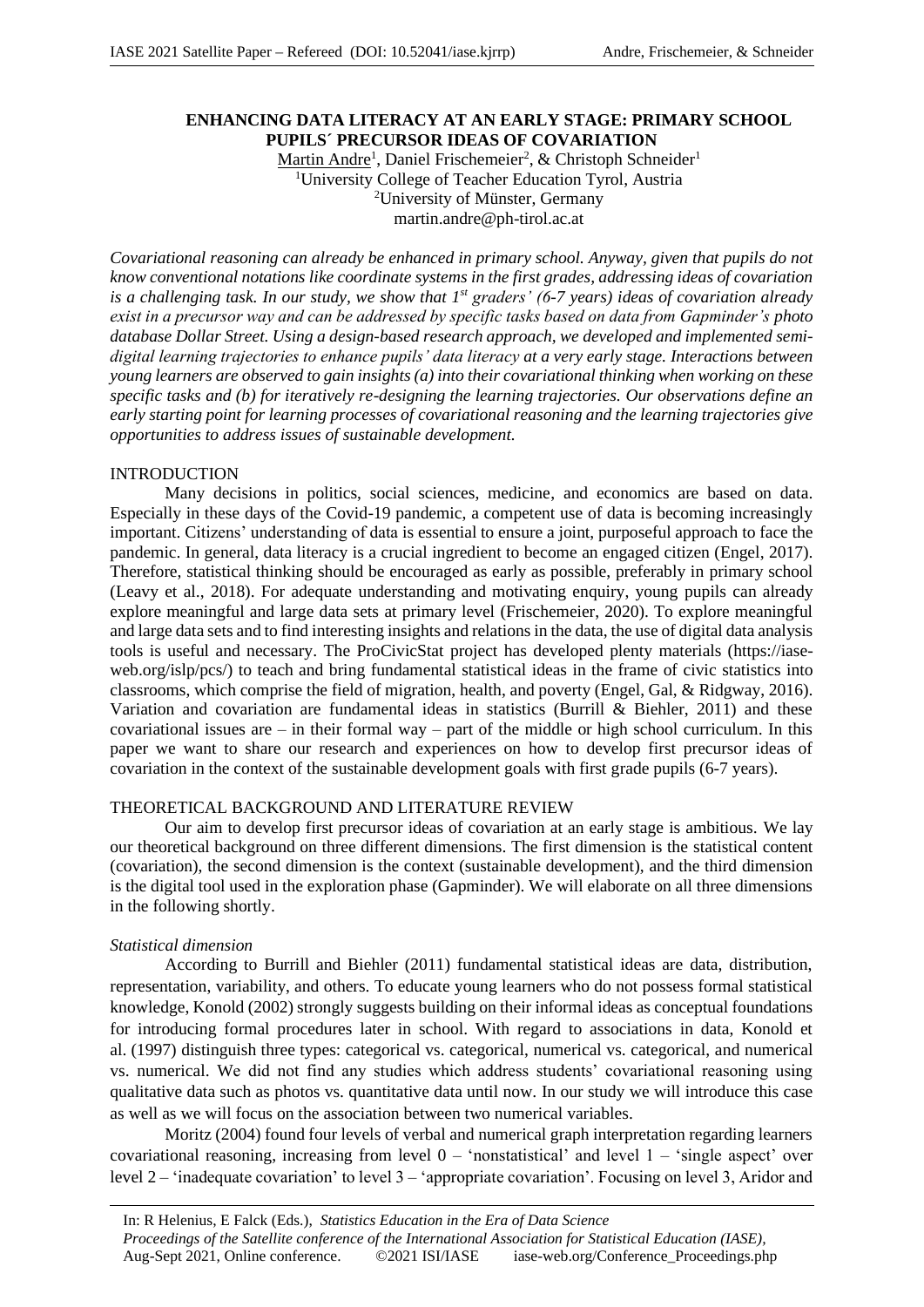# ENHANCING DATA LITERACY AT AN EARLY STAGE: PRIMARY SCHOOL PUPILS´ PRECURSOR IDEAS OF COVARIATION

Martin Andre[1], Daniel Frischemeier[2], & Christoph Schneider[1]
[1]University College of Teacher Education Tyrol, Austria
[2]University of Münster, Germany
martin.andre@ph-tirol.ac.at

*Covariational reasoning can already be enhanced in primary school. Anyway, given that pupils do not know conventional notations like coordinate systems in the first grades, addressing ideas of covariation is a challenging task. In our study, we show that 1st graders' (6-7 years) ideas of covariation already exist in a precursor way and can be addressed by specific tasks based on data from Gapminder's photo database Dollar Street. Using a design-based research approach, we developed and implemented semi-digital learning trajectories to enhance pupils' data literacy at a very early stage. Interactions between young learners are observed to gain insights (a) into their covariational thinking when working on these specific tasks and (b) for iteratively re-designing the learning trajectories. Our observations define an early starting point for learning processes of covariational reasoning and the learning trajectories give opportunities to address issues of sustainable development.*

## INTRODUCTION

Many decisions in politics, social sciences, medicine, and economics are based on data. Especially in these days of the Covid-19 pandemic, a competent use of data is becoming increasingly important. Citizens' understanding of data is essential to ensure a joint, purposeful approach to face the pandemic. In general, data literacy is a crucial ingredient to become an engaged citizen (Engel, 2017). Therefore, statistical thinking should be encouraged as early as possible, preferably in primary school (Leavy et al., 2018). For adequate understanding and motivating enquiry, young pupils can already explore meaningful and large data sets at primary level (Frischemeier, 2020). To explore meaningful and large data sets and to find interesting insights and relations in the data, the use of digital data analysis tools is useful and necessary. The ProCivicStat project has developed plenty materials (https://iase-web.org/islp/pcs/) to teach and bring fundamental statistical ideas in the frame of civic statistics into classrooms, which comprise the field of migration, health, and poverty (Engel, Gal, & Ridgway, 2016). Variation and covariation are fundamental ideas in statistics (Burrill & Biehler, 2011) and these covariational issues are – in their formal way – part of the middle or high school curriculum. In this paper we want to share our research and experiences on how to develop first precursor ideas of covariation in the context of the sustainable development goals with first grade pupils (6-7 years).

## THEORETICAL BACKGROUND AND LITERATURE REVIEW

Our aim to develop first precursor ideas of covariation at an early stage is ambitious. We lay our theoretical background on three different dimensions. The first dimension is the statistical content (covariation), the second dimension is the context (sustainable development), and the third dimension is the digital tool used in the exploration phase (Gapminder). We will elaborate on all three dimensions in the following shortly.

### *Statistical dimension*

According to Burrill and Biehler (2011) fundamental statistical ideas are data, distribution, representation, variability, and others. To educate young learners who do not possess formal statistical knowledge, Konold (2002) strongly suggests building on their informal ideas as conceptual foundations for introducing formal procedures later in school. With regard to associations in data, Konold et al. (1997) distinguish three types: categorical vs. categorical, numerical vs. categorical, and numerical vs. numerical. We did not find any studies which address students' covariational reasoning using qualitative data such as photos vs. quantitative data until now. In our study we will introduce this case as well as we will focus on the association between two numerical variables.

Moritz (2004) found four levels of verbal and numerical graph interpretation regarding learners covariational reasoning, increasing from level 0 – 'nonstatistical' and level 1 – 'single aspect' over level 2 – 'inadequate covariation' to level 3 – 'appropriate covariation'. Focusing on level 3, Aridor and

In: R Helenius, E Falck (Eds.), *Statistics Education in the Era of Data Science*
*Proceedings of the Satellite conference of the International Association for Statistical Education (IASE)*, Aug-Sept 2021, Online conference. ©2021 ISI/IASE iase-web.org/Conference_Proceedings.php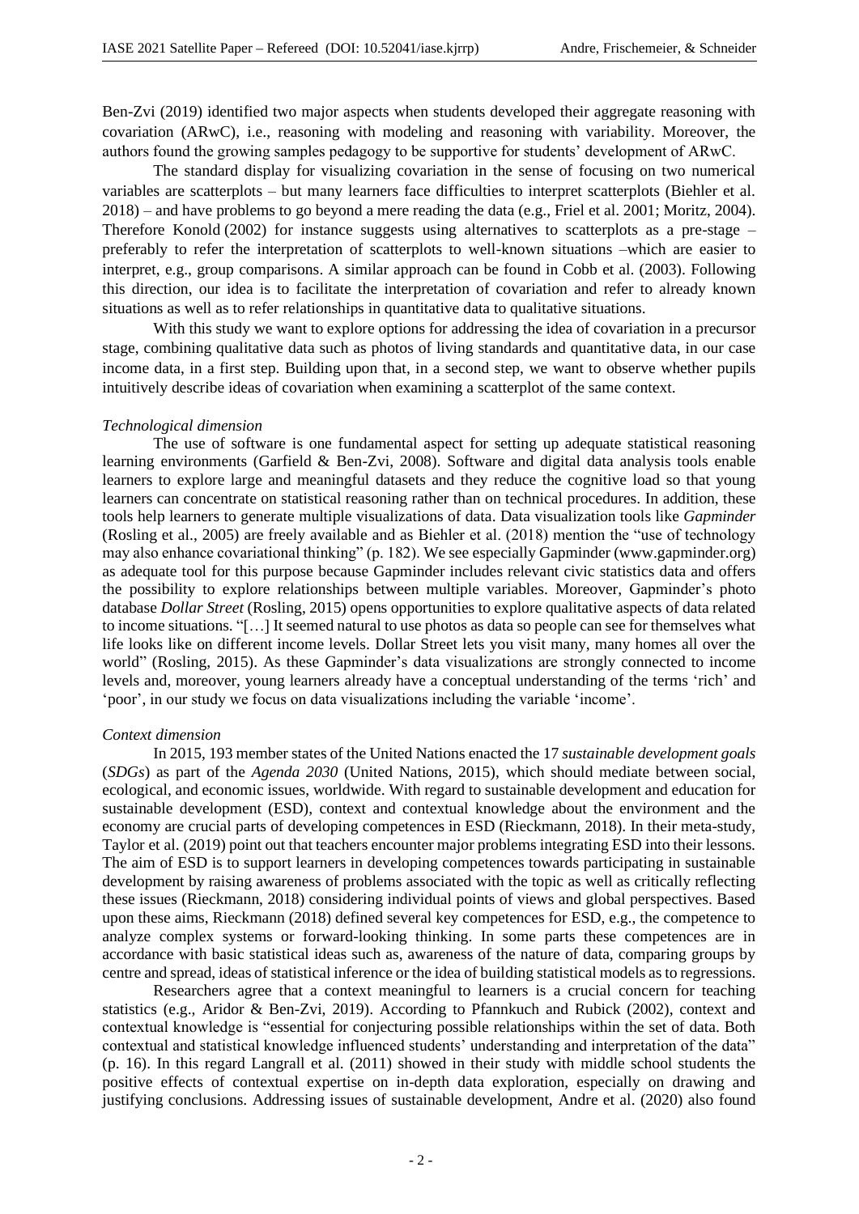Ben-Zvi (2019) identified two major aspects when students developed their aggregate reasoning with covariation (ARwC), i.e., reasoning with modeling and reasoning with variability. Moreover, the authors found the growing samples pedagogy to be supportive for students' development of ARwC.

The standard display for visualizing covariation in the sense of focusing on two numerical variables are scatterplots – but many learners face difficulties to interpret scatterplots (Biehler et al. 2018) – and have problems to go beyond a mere reading the data (e.g., Friel et al. 2001; Moritz, 2004). Therefore Konold (2002) for instance suggests using alternatives to scatterplots as a pre-stage – preferably to refer the interpretation of scatterplots to well-known situations –which are easier to interpret, e.g., group comparisons. A similar approach can be found in Cobb et al. (2003). Following this direction, our idea is to facilitate the interpretation of covariation and refer to already known situations as well as to refer relationships in quantitative data to qualitative situations.

With this study we want to explore options for addressing the idea of covariation in a precursor stage, combining qualitative data such as photos of living standards and quantitative data, in our case income data, in a first step. Building upon that, in a second step, we want to observe whether pupils intuitively describe ideas of covariation when examining a scatterplot of the same context.

*Technological dimension*

The use of software is one fundamental aspect for setting up adequate statistical reasoning learning environments (Garfield & Ben-Zvi, 2008). Software and digital data analysis tools enable learners to explore large and meaningful datasets and they reduce the cognitive load so that young learners can concentrate on statistical reasoning rather than on technical procedures. In addition, these tools help learners to generate multiple visualizations of data. Data visualization tools like *Gapminder* (Rosling et al., 2005) are freely available and as Biehler et al. (2018) mention the "use of technology may also enhance covariational thinking" (p. 182). We see especially Gapminder (www.gapminder.org) as adequate tool for this purpose because Gapminder includes relevant civic statistics data and offers the possibility to explore relationships between multiple variables. Moreover, Gapminder's photo database *Dollar Street* (Rosling, 2015) opens opportunities to explore qualitative aspects of data related to income situations. "[…] It seemed natural to use photos as data so people can see for themselves what life looks like on different income levels. Dollar Street lets you visit many, many homes all over the world" (Rosling, 2015). As these Gapminder's data visualizations are strongly connected to income levels and, moreover, young learners already have a conceptual understanding of the terms 'rich' and 'poor', in our study we focus on data visualizations including the variable 'income'.

*Context dimension*

In 2015, 193 member states of the United Nations enacted the 17 *sustainable development goals* (*SDGs*) as part of the *Agenda 2030* (United Nations, 2015), which should mediate between social, ecological, and economic issues, worldwide. With regard to sustainable development and education for sustainable development (ESD), context and contextual knowledge about the environment and the economy are crucial parts of developing competences in ESD (Rieckmann, 2018). In their meta-study, Taylor et al. (2019) point out that teachers encounter major problems integrating ESD into their lessons. The aim of ESD is to support learners in developing competences towards participating in sustainable development by raising awareness of problems associated with the topic as well as critically reflecting these issues (Rieckmann, 2018) considering individual points of views and global perspectives. Based upon these aims, Rieckmann (2018) defined several key competences for ESD, e.g., the competence to analyze complex systems or forward-looking thinking. In some parts these competences are in accordance with basic statistical ideas such as, awareness of the nature of data, comparing groups by centre and spread, ideas of statistical inference or the idea of building statistical models as to regressions.

Researchers agree that a context meaningful to learners is a crucial concern for teaching statistics (e.g., Aridor & Ben-Zvi, 2019). According to Pfannkuch and Rubick (2002), context and contextual knowledge is "essential for conjecturing possible relationships within the set of data. Both contextual and statistical knowledge influenced students' understanding and interpretation of the data" (p. 16). In this regard Langrall et al. (2011) showed in their study with middle school students the positive effects of contextual expertise on in-depth data exploration, especially on drawing and justifying conclusions. Addressing issues of sustainable development, Andre et al. (2020) also found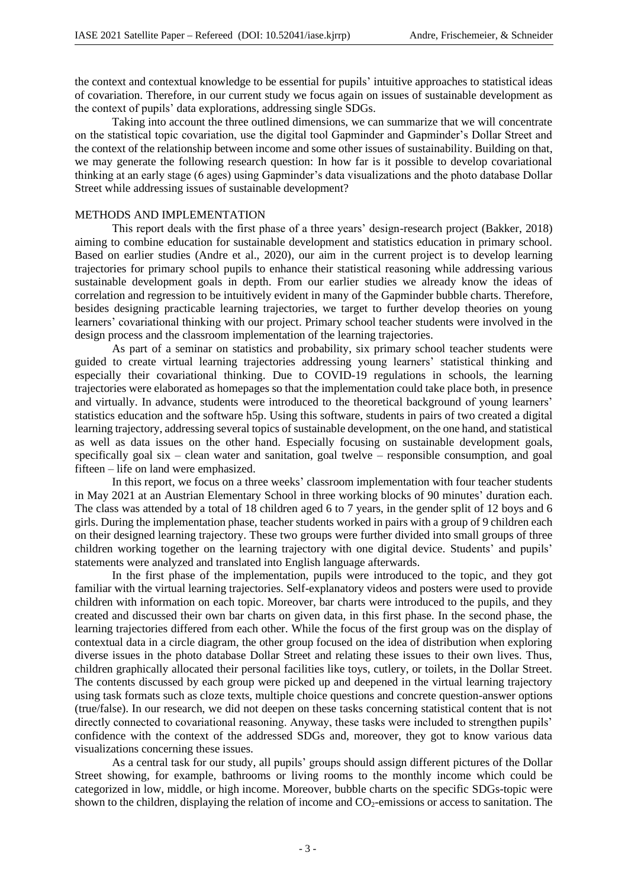the context and contextual knowledge to be essential for pupils' intuitive approaches to statistical ideas of covariation. Therefore, in our current study we focus again on issues of sustainable development as the context of pupils' data explorations, addressing single SDGs.

Taking into account the three outlined dimensions, we can summarize that we will concentrate on the statistical topic covariation, use the digital tool Gapminder and Gapminder's Dollar Street and the context of the relationship between income and some other issues of sustainability. Building on that, we may generate the following research question: In how far is it possible to develop covariational thinking at an early stage (6 ages) using Gapminder's data visualizations and the photo database Dollar Street while addressing issues of sustainable development?

## METHODS AND IMPLEMENTATION

This report deals with the first phase of a three years' design-research project (Bakker, 2018) aiming to combine education for sustainable development and statistics education in primary school. Based on earlier studies (Andre et al., 2020), our aim in the current project is to develop learning trajectories for primary school pupils to enhance their statistical reasoning while addressing various sustainable development goals in depth. From our earlier studies we already know the ideas of correlation and regression to be intuitively evident in many of the Gapminder bubble charts. Therefore, besides designing practicable learning trajectories, we target to further develop theories on young learners' covariational thinking with our project. Primary school teacher students were involved in the design process and the classroom implementation of the learning trajectories.

As part of a seminar on statistics and probability, six primary school teacher students were guided to create virtual learning trajectories addressing young learners' statistical thinking and especially their covariational thinking. Due to COVID-19 regulations in schools, the learning trajectories were elaborated as homepages so that the implementation could take place both, in presence and virtually. In advance, students were introduced to the theoretical background of young learners' statistics education and the software h5p. Using this software, students in pairs of two created a digital learning trajectory, addressing several topics of sustainable development, on the one hand, and statistical as well as data issues on the other hand. Especially focusing on sustainable development goals, specifically goal six – clean water and sanitation, goal twelve – responsible consumption, and goal fifteen – life on land were emphasized.

In this report, we focus on a three weeks' classroom implementation with four teacher students in May 2021 at an Austrian Elementary School in three working blocks of 90 minutes' duration each. The class was attended by a total of 18 children aged 6 to 7 years, in the gender split of 12 boys and 6 girls. During the implementation phase, teacher students worked in pairs with a group of 9 children each on their designed learning trajectory. These two groups were further divided into small groups of three children working together on the learning trajectory with one digital device. Students' and pupils' statements were analyzed and translated into English language afterwards.

In the first phase of the implementation, pupils were introduced to the topic, and they got familiar with the virtual learning trajectories. Self-explanatory videos and posters were used to provide children with information on each topic. Moreover, bar charts were introduced to the pupils, and they created and discussed their own bar charts on given data, in this first phase. In the second phase, the learning trajectories differed from each other. While the focus of the first group was on the display of contextual data in a circle diagram, the other group focused on the idea of distribution when exploring diverse issues in the photo database Dollar Street and relating these issues to their own lives. Thus, children graphically allocated their personal facilities like toys, cutlery, or toilets, in the Dollar Street. The contents discussed by each group were picked up and deepened in the virtual learning trajectory using task formats such as cloze texts, multiple choice questions and concrete question-answer options (true/false). In our research, we did not deepen on these tasks concerning statistical content that is not directly connected to covariational reasoning. Anyway, these tasks were included to strengthen pupils' confidence with the context of the addressed SDGs and, moreover, they got to know various data visualizations concerning these issues.

As a central task for our study, all pupils' groups should assign different pictures of the Dollar Street showing, for example, bathrooms or living rooms to the monthly income which could be categorized in low, middle, or high income. Moreover, bubble charts on the specific SDGs-topic were shown to the children, displaying the relation of income and $CO_2$-emissions or access to sanitation. The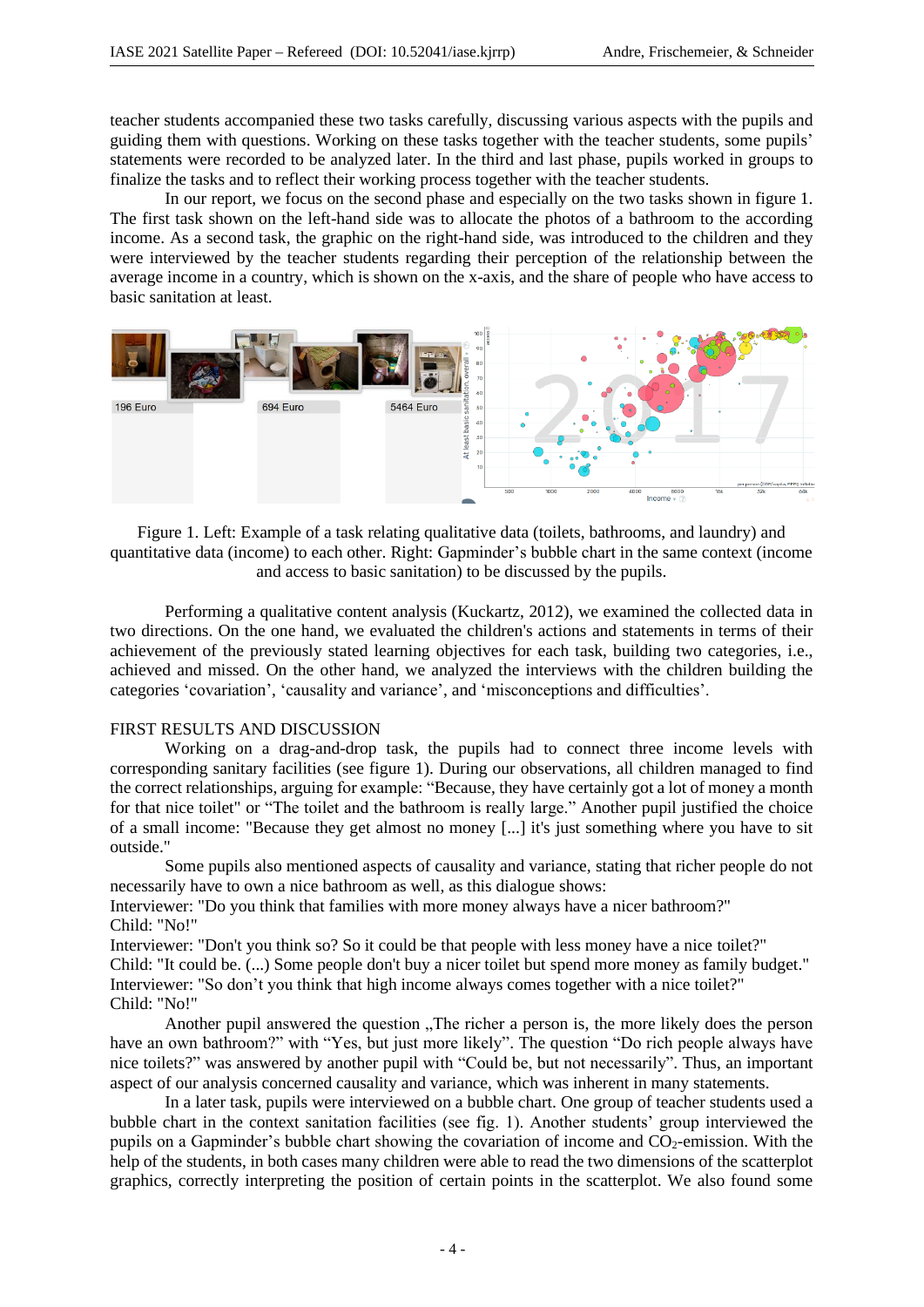teacher students accompanied these two tasks carefully, discussing various aspects with the pupils and guiding them with questions. Working on these tasks together with the teacher students, some pupils' statements were recorded to be analyzed later. In the third and last phase, pupils worked in groups to finalize the tasks and to reflect their working process together with the teacher students.

In our report, we focus on the second phase and especially on the two tasks shown in figure 1. The first task shown on the left-hand side was to allocate the photos of a bathroom to the according income. As a second task, the graphic on the right-hand side, was introduced to the children and they were interviewed by the teacher students regarding their perception of the relationship between the average income in a country, which is shown on the x-axis, and the share of people who have access to basic sanitation at least.

Figure 1. Left: Example of a task relating qualitative data (toilets, bathrooms, and laundry) and quantitative data (income) to each other. Right: Gapminder's bubble chart in the same context (income and access to basic sanitation) to be discussed by the pupils.

Performing a qualitative content analysis (Kuckartz, 2012), we examined the collected data in two directions. On the one hand, we evaluated the children's actions and statements in terms of their achievement of the previously stated learning objectives for each task, building two categories, i.e., achieved and missed. On the other hand, we analyzed the interviews with the children building the categories 'covariation', 'causality and variance', and 'misconceptions and difficulties'.

## FIRST RESULTS AND DISCUSSION

Working on a drag-and-drop task, the pupils had to connect three income levels with corresponding sanitary facilities (see figure 1). During our observations, all children managed to find the correct relationships, arguing for example: "Because, they have certainly got a lot of money a month for that nice toilet" or "The toilet and the bathroom is really large." Another pupil justified the choice of a small income: "Because they get almost no money [...] it's just something where you have to sit outside."

Some pupils also mentioned aspects of causality and variance, stating that richer people do not necessarily have to own a nice bathroom as well, as this dialogue shows:

Interviewer: "Do you think that families with more money always have a nicer bathroom?"
Child: "No!"
Interviewer: "Don't you think so? So it could be that people with less money have a nice toilet?"
Child: "It could be. (...) Some people don't buy a nicer toilet but spend more money as family budget."
Interviewer: "So don't you think that high income always comes together with a nice toilet?"
Child: "No!"

Another pupil answered the question „The richer a person is, the more likely does the person have an own bathroom?" with "Yes, but just more likely". The question "Do rich people always have nice toilets?" was answered by another pupil with "Could be, but not necessarily". Thus, an important aspect of our analysis concerned causality and variance, which was inherent in many statements.

In a later task, pupils were interviewed on a bubble chart. One group of teacher students used a bubble chart in the context sanitation facilities (see fig. 1). Another students' group interviewed the pupils on a Gapminder's bubble chart showing the covariation of income and $CO_2$-emission. With the help of the students, in both cases many children were able to read the two dimensions of the scatterplot graphics, correctly interpreting the position of certain points in the scatterplot. We also found some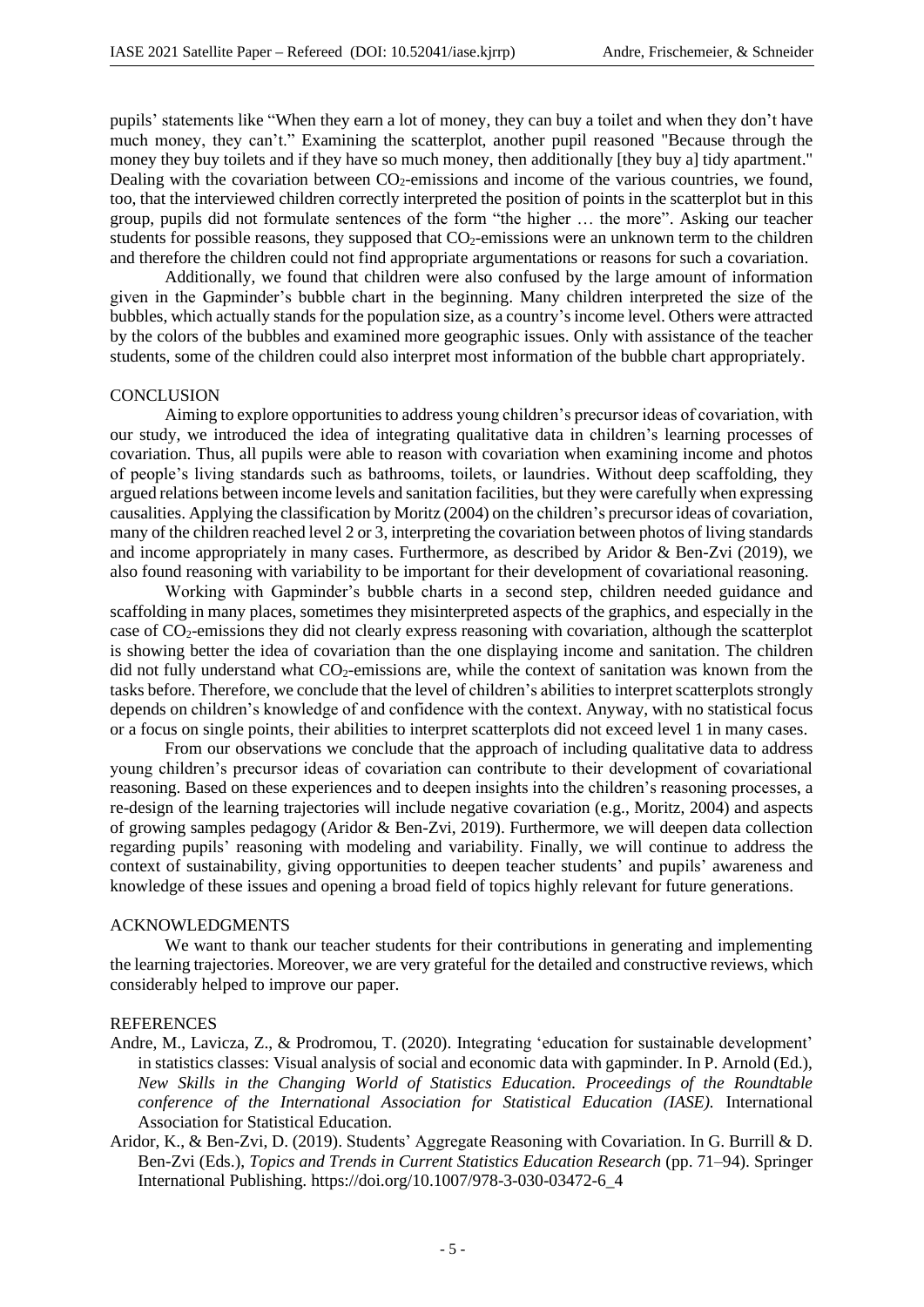pupils' statements like "When they earn a lot of money, they can buy a toilet and when they don't have much money, they can't." Examining the scatterplot, another pupil reasoned "Because through the money they buy toilets and if they have so much money, then additionally [they buy a] tidy apartment." Dealing with the covariation between $CO_2$-emissions and income of the various countries, we found, too, that the interviewed children correctly interpreted the position of points in the scatterplot but in this group, pupils did not formulate sentences of the form "the higher … the more". Asking our teacher students for possible reasons, they supposed that $CO_2$-emissions were an unknown term to the children and therefore the children could not find appropriate argumentations or reasons for such a covariation.

Additionally, we found that children were also confused by the large amount of information given in the Gapminder's bubble chart in the beginning. Many children interpreted the size of the bubbles, which actually stands for the population size, as a country's income level. Others were attracted by the colors of the bubbles and examined more geographic issues. Only with assistance of the teacher students, some of the children could also interpret most information of the bubble chart appropriately.

## CONCLUSION

Aiming to explore opportunities to address young children's precursor ideas of covariation, with our study, we introduced the idea of integrating qualitative data in children's learning processes of covariation. Thus, all pupils were able to reason with covariation when examining income and photos of people's living standards such as bathrooms, toilets, or laundries. Without deep scaffolding, they argued relations between income levels and sanitation facilities, but they were carefully when expressing causalities. Applying the classification by Moritz (2004) on the children's precursor ideas of covariation, many of the children reached level 2 or 3, interpreting the covariation between photos of living standards and income appropriately in many cases. Furthermore, as described by Aridor & Ben-Zvi (2019), we also found reasoning with variability to be important for their development of covariational reasoning.

Working with Gapminder's bubble charts in a second step, children needed guidance and scaffolding in many places, sometimes they misinterpreted aspects of the graphics, and especially in the case of $CO_2$-emissions they did not clearly express reasoning with covariation, although the scatterplot is showing better the idea of covariation than the one displaying income and sanitation. The children did not fully understand what $CO_2$-emissions are, while the context of sanitation was known from the tasks before. Therefore, we conclude that the level of children's abilities to interpret scatterplots strongly depends on children's knowledge of and confidence with the context. Anyway, with no statistical focus or a focus on single points, their abilities to interpret scatterplots did not exceed level 1 in many cases.

From our observations we conclude that the approach of including qualitative data to address young children's precursor ideas of covariation can contribute to their development of covariational reasoning. Based on these experiences and to deepen insights into the children's reasoning processes, a re-design of the learning trajectories will include negative covariation (e.g., Moritz, 2004) and aspects of growing samples pedagogy (Aridor & Ben-Zvi, 2019). Furthermore, we will deepen data collection regarding pupils' reasoning with modeling and variability. Finally, we will continue to address the context of sustainability, giving opportunities to deepen teacher students' and pupils' awareness and knowledge of these issues and opening a broad field of topics highly relevant for future generations.

## ACKNOWLEDGMENTS

We want to thank our teacher students for their contributions in generating and implementing the learning trajectories. Moreover, we are very grateful for the detailed and constructive reviews, which considerably helped to improve our paper.

## REFERENCES

Andre, M., Lavicza, Z., & Prodromou, T. (2020). Integrating 'education for sustainable development' in statistics classes: Visual analysis of social and economic data with gapminder. In P. Arnold (Ed.), *New Skills in the Changing World of Statistics Education. Proceedings of the Roundtable conference of the International Association for Statistical Education (IASE).* International Association for Statistical Education.

Aridor, K., & Ben-Zvi, D. (2019). Students' Aggregate Reasoning with Covariation. In G. Burrill & D. Ben-Zvi (Eds.), *Topics and Trends in Current Statistics Education Research* (pp. 71–94). Springer International Publishing. https://doi.org/10.1007/978-3-030-03472-6_4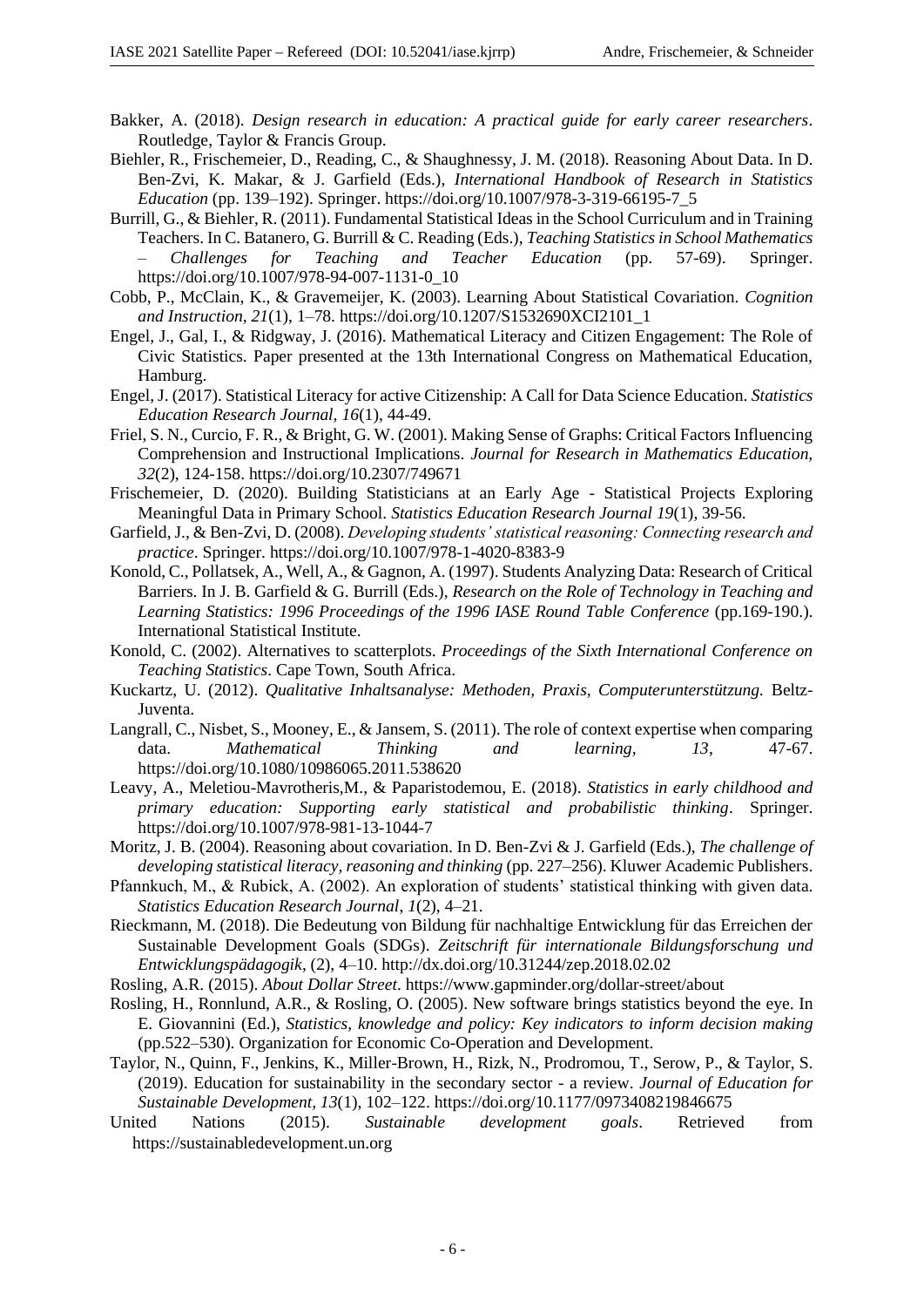Bakker, A. (2018). *Design research in education: A practical guide for early career researchers*. Routledge, Taylor & Francis Group.

Biehler, R., Frischemeier, D., Reading, C., & Shaughnessy, J. M. (2018). Reasoning About Data. In D. Ben-Zvi, K. Makar, & J. Garfield (Eds.), *International Handbook of Research in Statistics Education* (pp. 139–192). Springer. https://doi.org/10.1007/978-3-319-66195-7_5

Burrill, G., & Biehler, R. (2011). Fundamental Statistical Ideas in the School Curriculum and in Training Teachers. In C. Batanero, G. Burrill & C. Reading (Eds.), *Teaching Statistics in School Mathematics – Challenges for Teaching and Teacher Education* (pp. 57-69). Springer. https://doi.org/10.1007/978-94-007-1131-0_10

Cobb, P., McClain, K., & Gravemeijer, K. (2003). Learning About Statistical Covariation. *Cognition and Instruction, 21*(1), 1–78. https://doi.org/10.1207/S1532690XCI2101_1

Engel, J., Gal, I., & Ridgway, J. (2016). Mathematical Literacy and Citizen Engagement: The Role of Civic Statistics. Paper presented at the 13th International Congress on Mathematical Education, Hamburg.

Engel, J. (2017). Statistical Literacy for active Citizenship: A Call for Data Science Education. *Statistics Education Research Journal, 16*(1), 44-49.

Friel, S. N., Curcio, F. R., & Bright, G. W. (2001). Making Sense of Graphs: Critical Factors Influencing Comprehension and Instructional Implications. *Journal for Research in Mathematics Education, 32*(2), 124-158. https://doi.org/10.2307/749671

Frischemeier, D. (2020). Building Statisticians at an Early Age - Statistical Projects Exploring Meaningful Data in Primary School. *Statistics Education Research Journal 19*(1), 39-56.

Garfield, J., & Ben-Zvi, D. (2008). *Developing students' statistical reasoning: Connecting research and practice*. Springer. https://doi.org/10.1007/978-1-4020-8383-9

Konold, C., Pollatsek, A., Well, A., & Gagnon, A. (1997). Students Analyzing Data: Research of Critical Barriers. In J. B. Garfield & G. Burrill (Eds.), *Research on the Role of Technology in Teaching and Learning Statistics: 1996 Proceedings of the 1996 IASE Round Table Conference* (pp.169-190.). International Statistical Institute.

Konold, C. (2002). Alternatives to scatterplots. *Proceedings of the Sixth International Conference on Teaching Statistics*. Cape Town, South Africa.

Kuckartz, U. (2012). *Qualitative Inhaltsanalyse: Methoden, Praxis, Computerunterstützung*. Beltz-Juventa.

Langrall, C., Nisbet, S., Mooney, E., & Jansem, S. (2011). The role of context expertise when comparing data. *Mathematical Thinking and learning, 13*, 47-67. https://doi.org/10.1080/10986065.2011.538620

Leavy, A., Meletiou-Mavrotheris,M., & Paparistodemou, E. (2018). *Statistics in early childhood and primary education: Supporting early statistical and probabilistic thinking*. Springer. https://doi.org/10.1007/978-981-13-1044-7

Moritz, J. B. (2004). Reasoning about covariation. In D. Ben-Zvi & J. Garfield (Eds.), *The challenge of developing statistical literacy, reasoning and thinking* (pp. 227–256). Kluwer Academic Publishers.

Pfannkuch, M., & Rubick, A. (2002). An exploration of students' statistical thinking with given data. *Statistics Education Research Journal, 1*(2), 4–21.

Rieckmann, M. (2018). Die Bedeutung von Bildung für nachhaltige Entwicklung für das Erreichen der Sustainable Development Goals (SDGs). *Zeitschrift für internationale Bildungsforschung und Entwicklungspädagogik*, (2), 4–10. http://dx.doi.org/10.31244/zep.2018.02.02

Rosling, A.R. (2015). *About Dollar Street*. https://www.gapminder.org/dollar-street/about

Rosling, H., Ronnlund, A.R., & Rosling, O. (2005). New software brings statistics beyond the eye. In E. Giovannini (Ed.), *Statistics, knowledge and policy: Key indicators to inform decision making* (pp.522–530). Organization for Economic Co-Operation and Development.

Taylor, N., Quinn, F., Jenkins, K., Miller-Brown, H., Rizk, N., Prodromou, T., Serow, P., & Taylor, S. (2019). Education for sustainability in the secondary sector - a review. *Journal of Education for Sustainable Development, 13*(1), 102–122. https://doi.org/10.1177/0973408219846675

United Nations (2015). *Sustainable development goals*. Retrieved from https://sustainabledevelopment.un.org